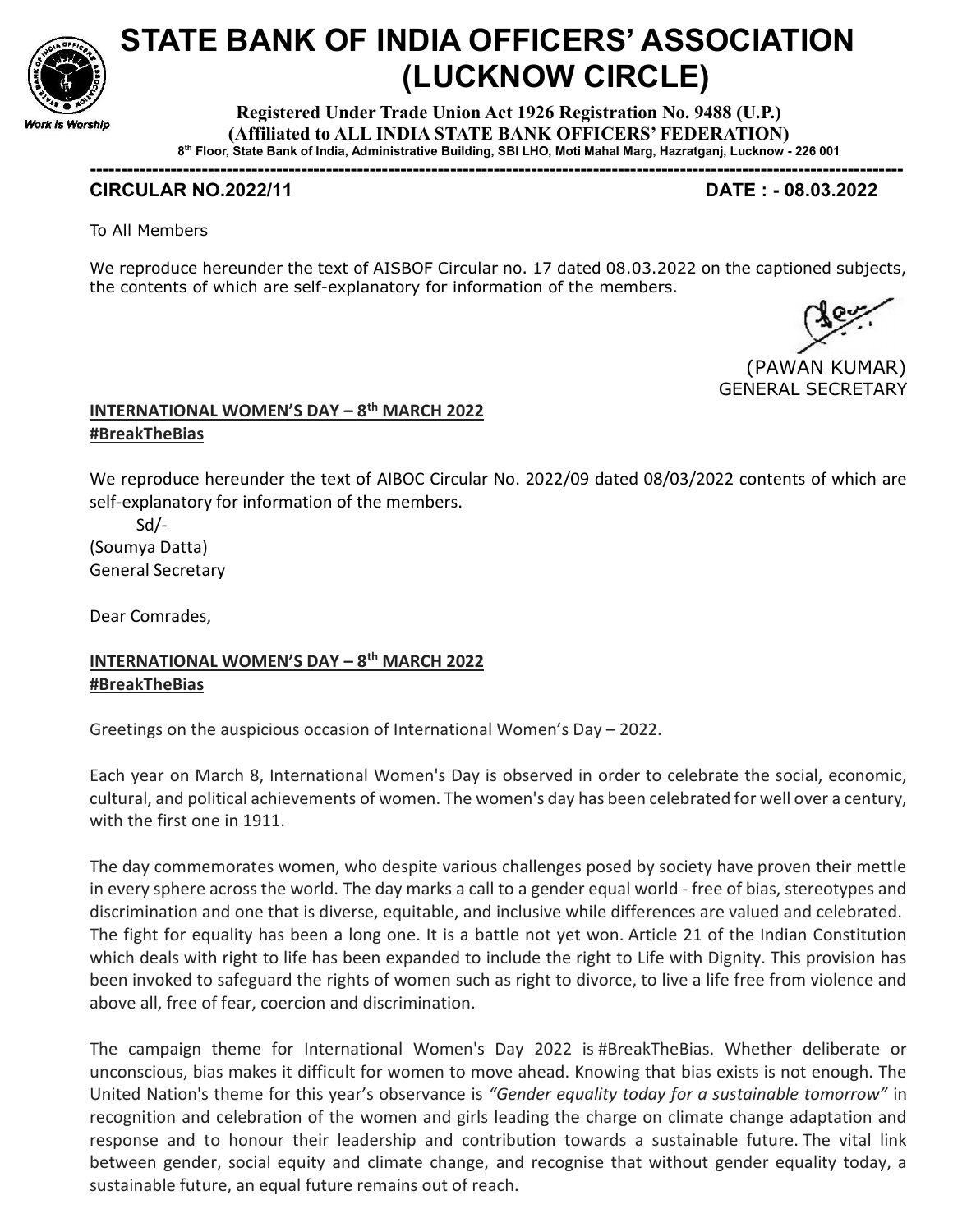# STATE BANK OF INDIA OFFICERS' ASSOCIATION (LUCKNOW CIRCLE)

**Registered Under Trade Union Act 1926 Registration No. 9488 (U.P.)**
**(Affiliated to ALL INDIA STATE BANK OFFICERS' FEDERATION)**
**8th Floor, State Bank of India, Administrative Building, SBI LHO, Moti Mahal Marg, Hazratganj, Lucknow - 226 001**

Work is Worship

---

**CIRCULAR NO.2022/11** **DATE : - 08.03.2022**

To All Members

We reproduce hereunder the text of AISBOF Circular no. 17 dated 08.03.2022 on the captioned subjects, the contents of which are self-explanatory for information of the members.

(PAWAN KUMAR)
GENERAL SECRETARY

**INTERNATIONAL WOMEN'S DAY – 8th MARCH 2022**
**#BreakTheBias**

We reproduce hereunder the text of AIBOC Circular No. 2022/09 dated 08/03/2022 contents of which are self-explanatory for information of the members.

Sd/-
(Soumya Datta)
General Secretary

Dear Comrades,

**INTERNATIONAL WOMEN'S DAY – 8th MARCH 2022**
**#BreakTheBias**

Greetings on the auspicious occasion of International Women's Day – 2022.

Each year on March 8, International Women's Day is observed in order to celebrate the social, economic, cultural, and political achievements of women. The women's day has been celebrated for well over a century, with the first one in 1911.

The day commemorates women, who despite various challenges posed by society have proven their mettle in every sphere across the world. The day marks a call to a gender equal world - free of bias, stereotypes and discrimination and one that is diverse, equitable, and inclusive while differences are valued and celebrated. The fight for equality has been a long one. It is a battle not yet won. Article 21 of the Indian Constitution which deals with right to life has been expanded to include the right to Life with Dignity. This provision has been invoked to safeguard the rights of women such as right to divorce, to live a life free from violence and above all, free of fear, coercion and discrimination.

The campaign theme for International Women's Day 2022 is #BreakTheBias. Whether deliberate or unconscious, bias makes it difficult for women to move ahead. Knowing that bias exists is not enough. The United Nation's theme for this year's observance is *"Gender equality today for a sustainable tomorrow"* in recognition and celebration of the women and girls leading the charge on climate change adaptation and response and to honour their leadership and contribution towards a sustainable future. The vital link between gender, social equity and climate change, and recognise that without gender equality today, a sustainable future, an equal future remains out of reach.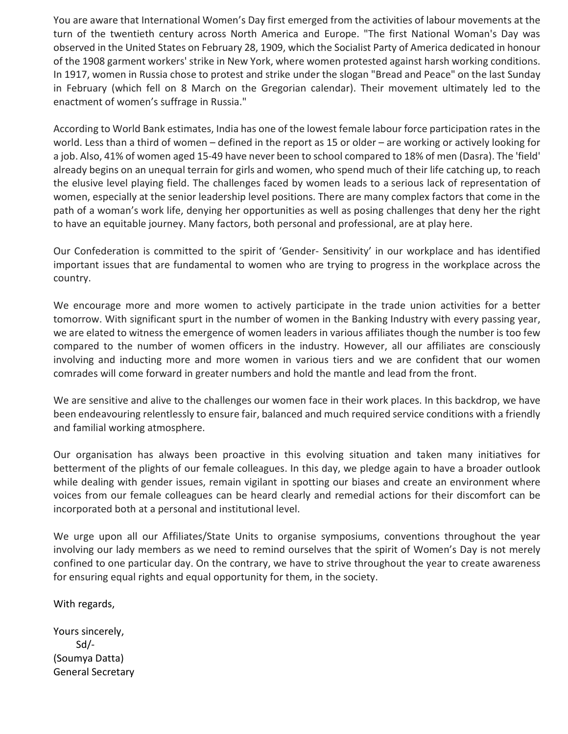You are aware that International Women's Day first emerged from the activities of labour movements at the turn of the twentieth century across North America and Europe. "The first National Woman's Day was observed in the United States on February 28, 1909, which the Socialist Party of America dedicated in honour of the 1908 garment workers' strike in New York, where women protested against harsh working conditions. In 1917, women in Russia chose to protest and strike under the slogan "Bread and Peace" on the last Sunday in February (which fell on 8 March on the Gregorian calendar). Their movement ultimately led to the enactment of women's suffrage in Russia."

According to World Bank estimates, India has one of the lowest female labour force participation rates in the world. Less than a third of women – defined in the report as 15 or older – are working or actively looking for a job. Also, 41% of women aged 15-49 have never been to school compared to 18% of men (Dasra). The 'field' already begins on an unequal terrain for girls and women, who spend much of their life catching up, to reach the elusive level playing field. The challenges faced by women leads to a serious lack of representation of women, especially at the senior leadership level positions. There are many complex factors that come in the path of a woman's work life, denying her opportunities as well as posing challenges that deny her the right to have an equitable journey. Many factors, both personal and professional, are at play here.

Our Confederation is committed to the spirit of 'Gender- Sensitivity' in our workplace and has identified important issues that are fundamental to women who are trying to progress in the workplace across the country.

We encourage more and more women to actively participate in the trade union activities for a better tomorrow. With significant spurt in the number of women in the Banking Industry with every passing year, we are elated to witness the emergence of women leaders in various affiliates though the number is too few compared to the number of women officers in the industry. However, all our affiliates are consciously involving and inducting more and more women in various tiers and we are confident that our women comrades will come forward in greater numbers and hold the mantle and lead from the front.

We are sensitive and alive to the challenges our women face in their work places. In this backdrop, we have been endeavouring relentlessly to ensure fair, balanced and much required service conditions with a friendly and familial working atmosphere.

Our organisation has always been proactive in this evolving situation and taken many initiatives for betterment of the plights of our female colleagues. In this day, we pledge again to have a broader outlook while dealing with gender issues, remain vigilant in spotting our biases and create an environment where voices from our female colleagues can be heard clearly and remedial actions for their discomfort can be incorporated both at a personal and institutional level.

We urge upon all our Affiliates/State Units to organise symposiums, conventions throughout the year involving our lady members as we need to remind ourselves that the spirit of Women's Day is not merely confined to one particular day. On the contrary, we have to strive throughout the year to create awareness for ensuring equal rights and equal opportunity for them, in the society.

With regards,

Yours sincerely,
Sd/-
(Soumya Datta)
General Secretary